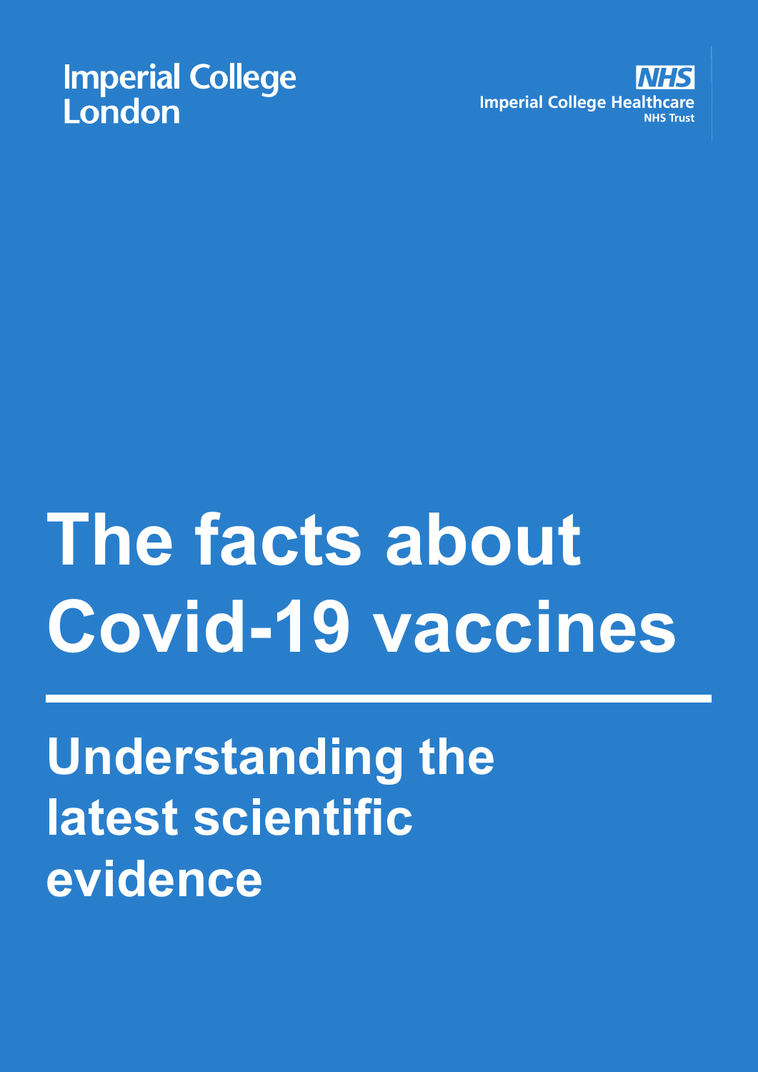Imperial College London

NHS Imperial College Healthcare NHS Trust

# The facts about Covid-19 vaccines

## Understanding the latest scientific evidence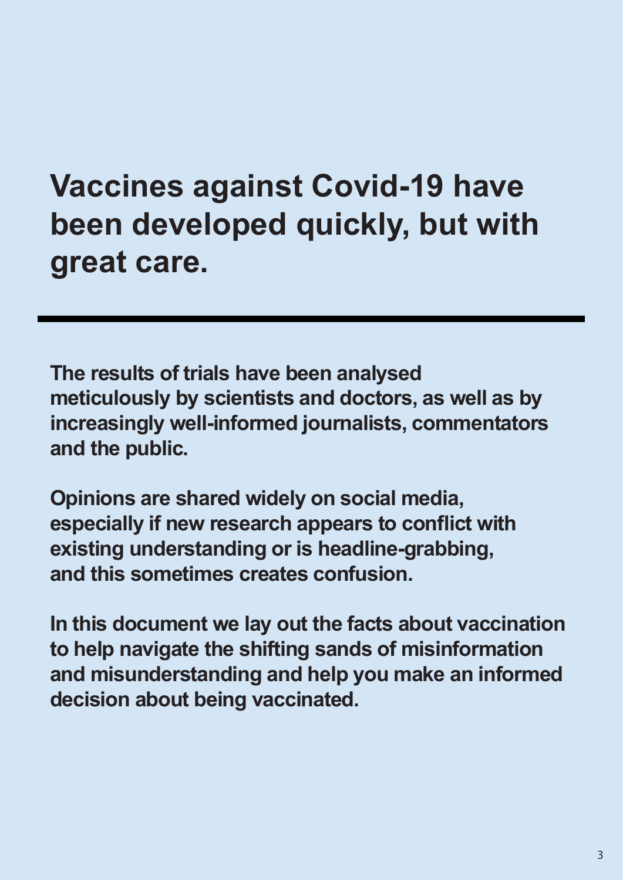# Vaccines against Covid-19 have been developed quickly, but with great care.

---

**The results of trials have been analysed meticulously by scientists and doctors, as well as by increasingly well-informed journalists, commentators and the public.**

**Opinions are shared widely on social media, especially if new research appears to conflict with existing understanding or is headline-grabbing, and this sometimes creates confusion.**

**In this document we lay out the facts about vaccination to help navigate the shifting sands of misinformation and misunderstanding and help you make an informed decision about being vaccinated.**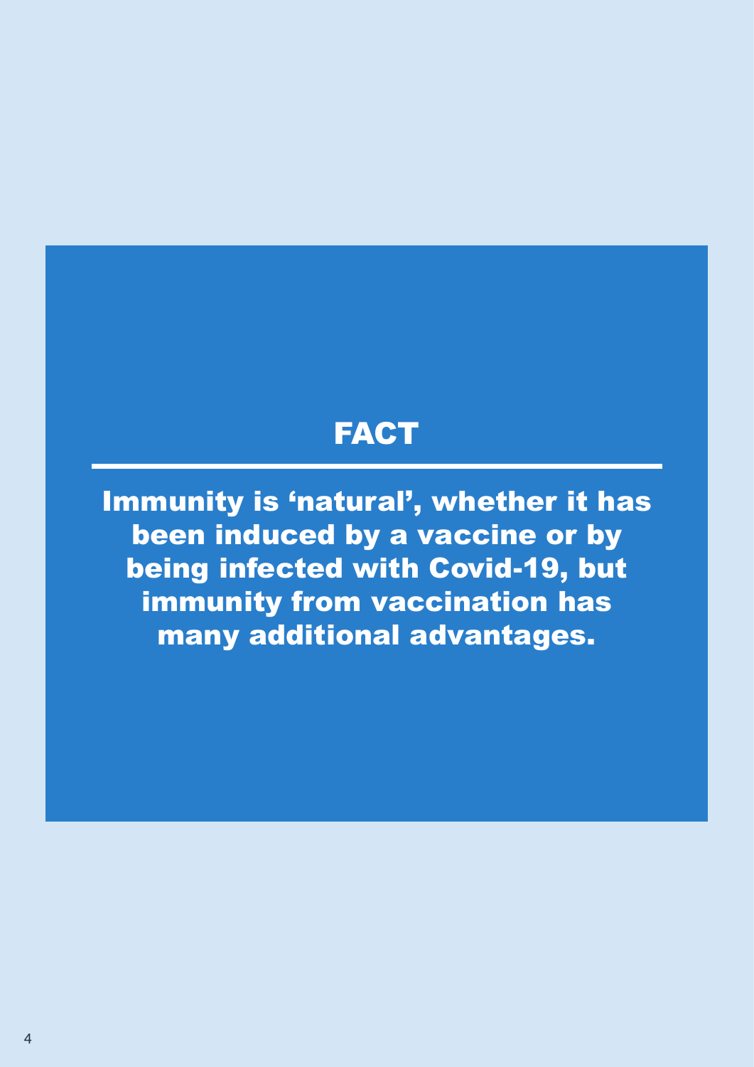## FACT

**Immunity is 'natural', whether it has been induced by a vaccine or by being infected with Covid-19, but immunity from vaccination has many additional advantages.**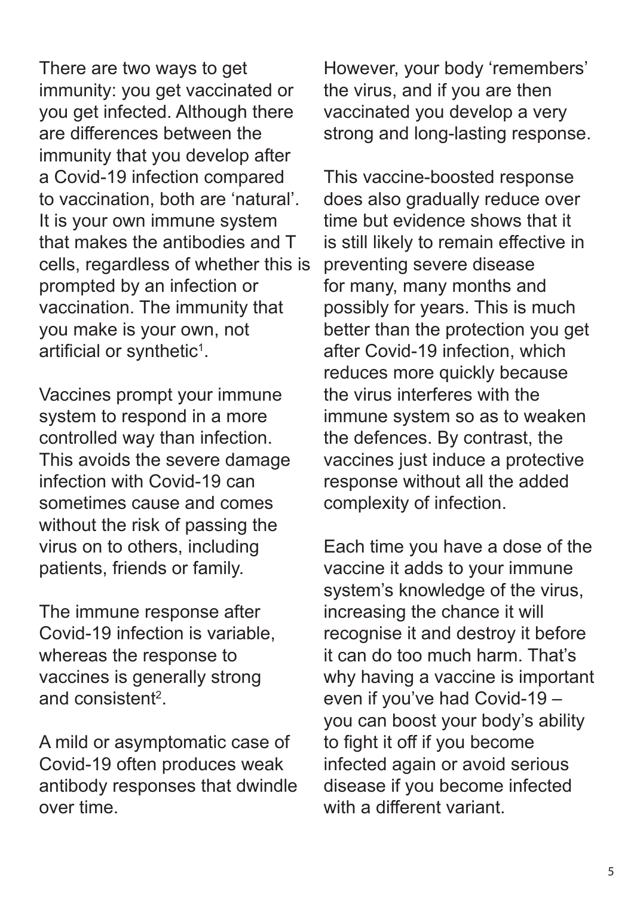There are two ways to get immunity: you get vaccinated or you get infected. Although there are differences between the immunity that you develop after a Covid-19 infection compared to vaccination, both are 'natural'. It is your own immune system that makes the antibodies and T cells, regardless of whether this is prompted by an infection or vaccination. The immunity that you make is your own, not artificial or synthetic[1].

Vaccines prompt your immune system to respond in a more controlled way than infection. This avoids the severe damage infection with Covid-19 can sometimes cause and comes without the risk of passing the virus on to others, including patients, friends or family.

The immune response after Covid-19 infection is variable, whereas the response to vaccines is generally strong and consistent[2].

A mild or asymptomatic case of Covid-19 often produces weak antibody responses that dwindle over time.

However, your body 'remembers' the virus, and if you are then vaccinated you develop a very strong and long-lasting response.

This vaccine-boosted response does also gradually reduce over time but evidence shows that it is still likely to remain effective in preventing severe disease for many, many months and possibly for years. This is much better than the protection you get after Covid-19 infection, which reduces more quickly because the virus interferes with the immune system so as to weaken the defences. By contrast, the vaccines just induce a protective response without all the added complexity of infection.

Each time you have a dose of the vaccine it adds to your immune system's knowledge of the virus, increasing the chance it will recognise it and destroy it before it can do too much harm. That's why having a vaccine is important even if you've had Covid-19 – you can boost your body's ability to fight it off if you become infected again or avoid serious disease if you become infected with a different variant.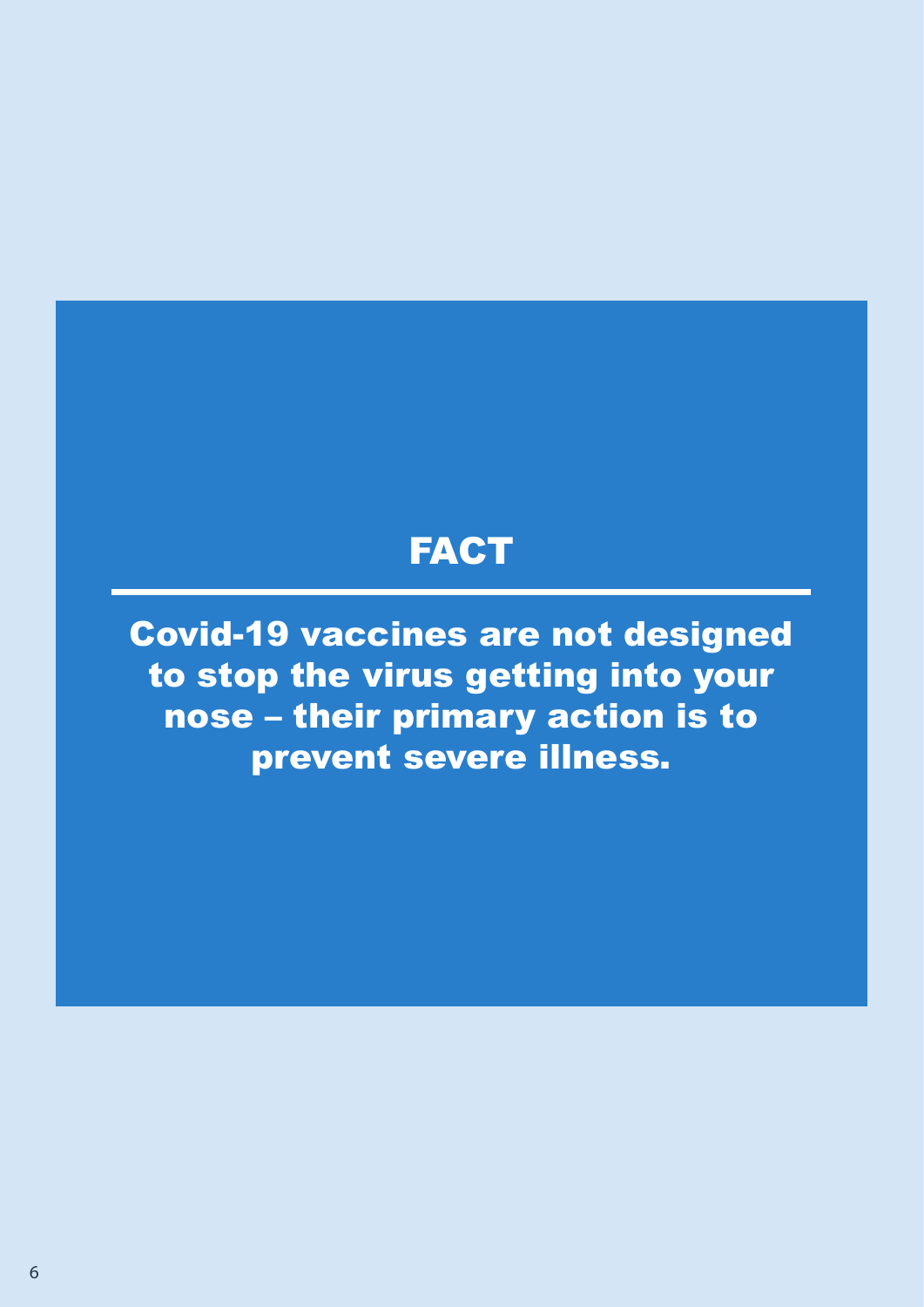## FACT

**Covid-19 vaccines are not designed to stop the virus getting into your nose – their primary action is to prevent severe illness.**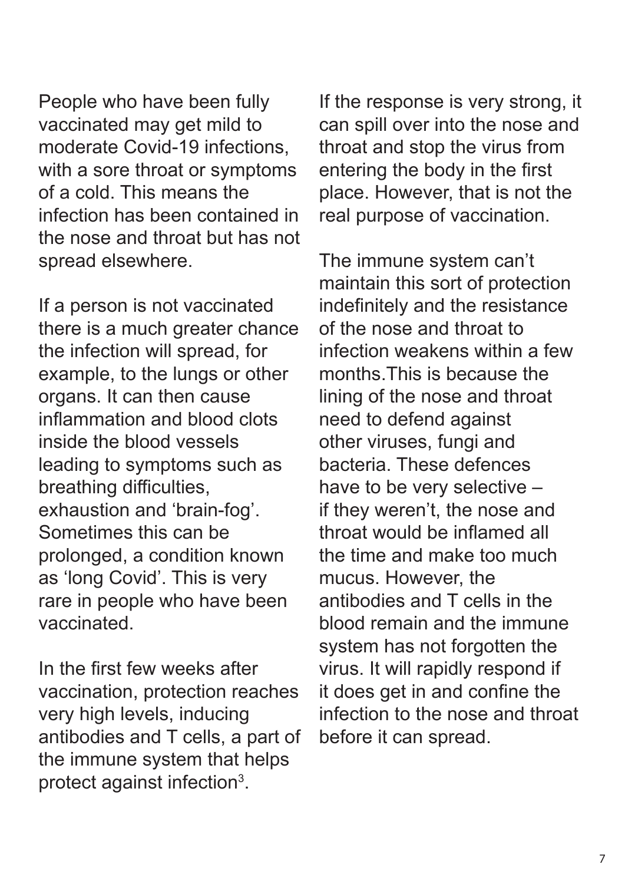People who have been fully vaccinated may get mild to moderate Covid-19 infections, with a sore throat or symptoms of a cold. This means the infection has been contained in the nose and throat but has not spread elsewhere.

If a person is not vaccinated there is a much greater chance the infection will spread, for example, to the lungs or other organs. It can then cause inflammation and blood clots inside the blood vessels leading to symptoms such as breathing difficulties, exhaustion and 'brain-fog'. Sometimes this can be prolonged, a condition known as 'long Covid'. This is very rare in people who have been vaccinated.

In the first few weeks after vaccination, protection reaches very high levels, inducing antibodies and T cells, a part of the immune system that helps protect against infection[3].

If the response is very strong, it can spill over into the nose and throat and stop the virus from entering the body in the first place. However, that is not the real purpose of vaccination.

The immune system can't maintain this sort of protection indefinitely and the resistance of the nose and throat to infection weakens within a few months.This is because the lining of the nose and throat need to defend against other viruses, fungi and bacteria. These defences have to be very selective – if they weren't, the nose and throat would be inflamed all the time and make too much mucus. However, the antibodies and T cells in the blood remain and the immune system has not forgotten the virus. It will rapidly respond if it does get in and confine the infection to the nose and throat before it can spread.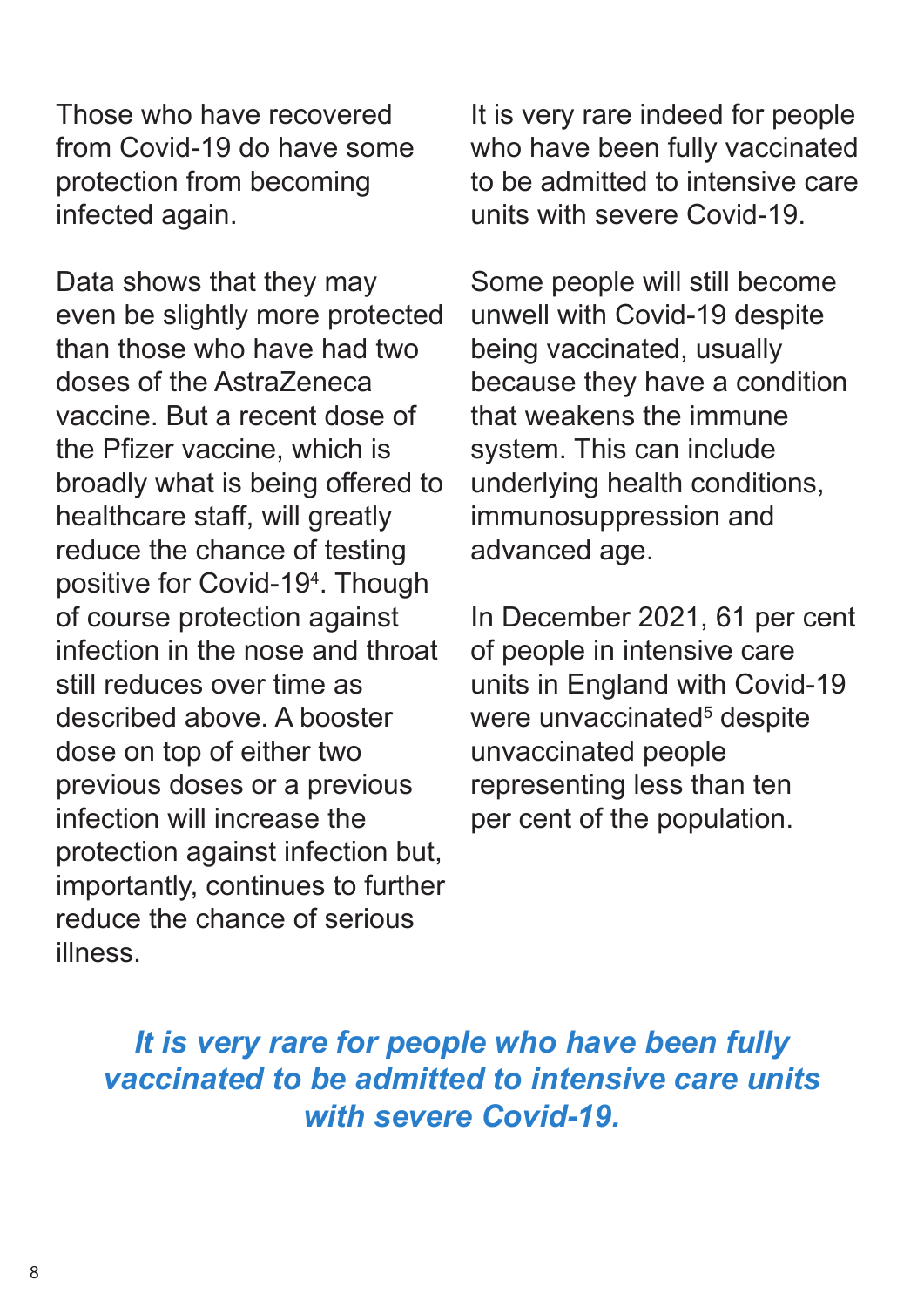Those who have recovered from Covid-19 do have some protection from becoming infected again.

Data shows that they may even be slightly more protected than those who have had two doses of the AstraZeneca vaccine. But a recent dose of the Pfizer vaccine, which is broadly what is being offered to healthcare staff, will greatly reduce the chance of testing positive for Covid-19[4]. Though of course protection against infection in the nose and throat still reduces over time as described above. A booster dose on top of either two previous doses or a previous infection will increase the protection against infection but, importantly, continues to further reduce the chance of serious illness.

It is very rare indeed for people who have been fully vaccinated to be admitted to intensive care units with severe Covid-19.

Some people will still become unwell with Covid-19 despite being vaccinated, usually because they have a condition that weakens the immune system. This can include underlying health conditions, immunosuppression and advanced age.

In December 2021, 61 per cent of people in intensive care units in England with Covid-19 were unvaccinated[5] despite unvaccinated people representing less than ten per cent of the population.

***It is very rare for people who have been fully vaccinated to be admitted to intensive care units with severe Covid-19.***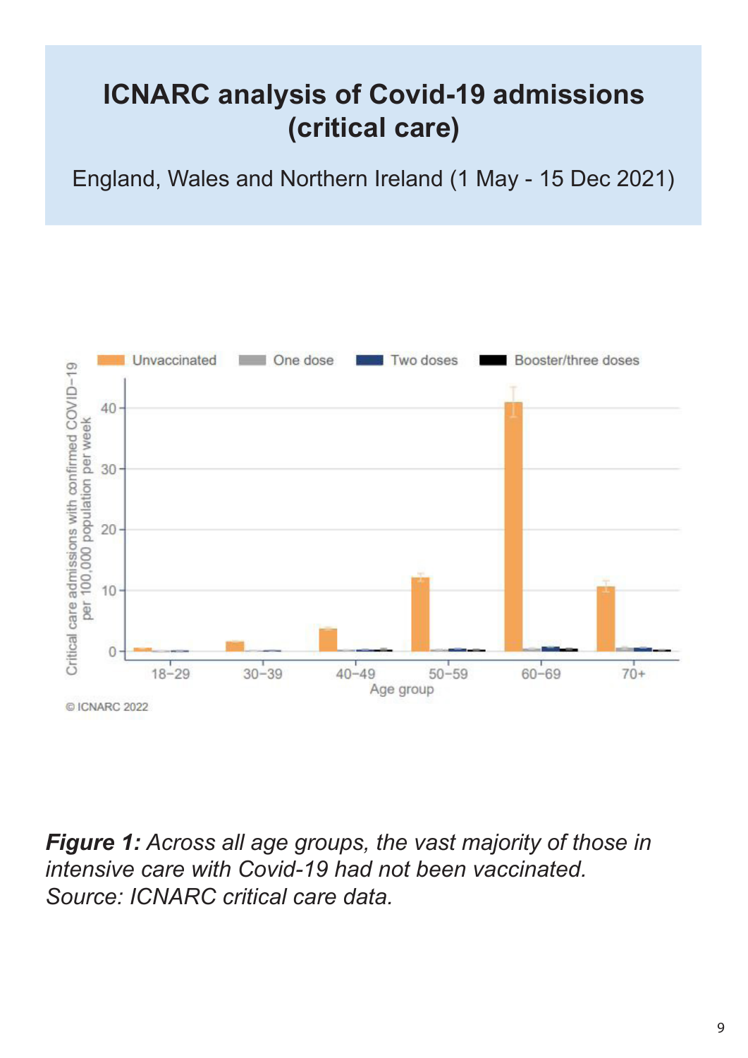# ICNARC analysis of Covid-19 admissions (critical care)

England, Wales and Northern Ireland (1 May - 15 Dec 2021)

***Figure 1:** Across all age groups, the vast majority of those in intensive care with Covid-19 had not been vaccinated. Source: ICNARC critical care data.*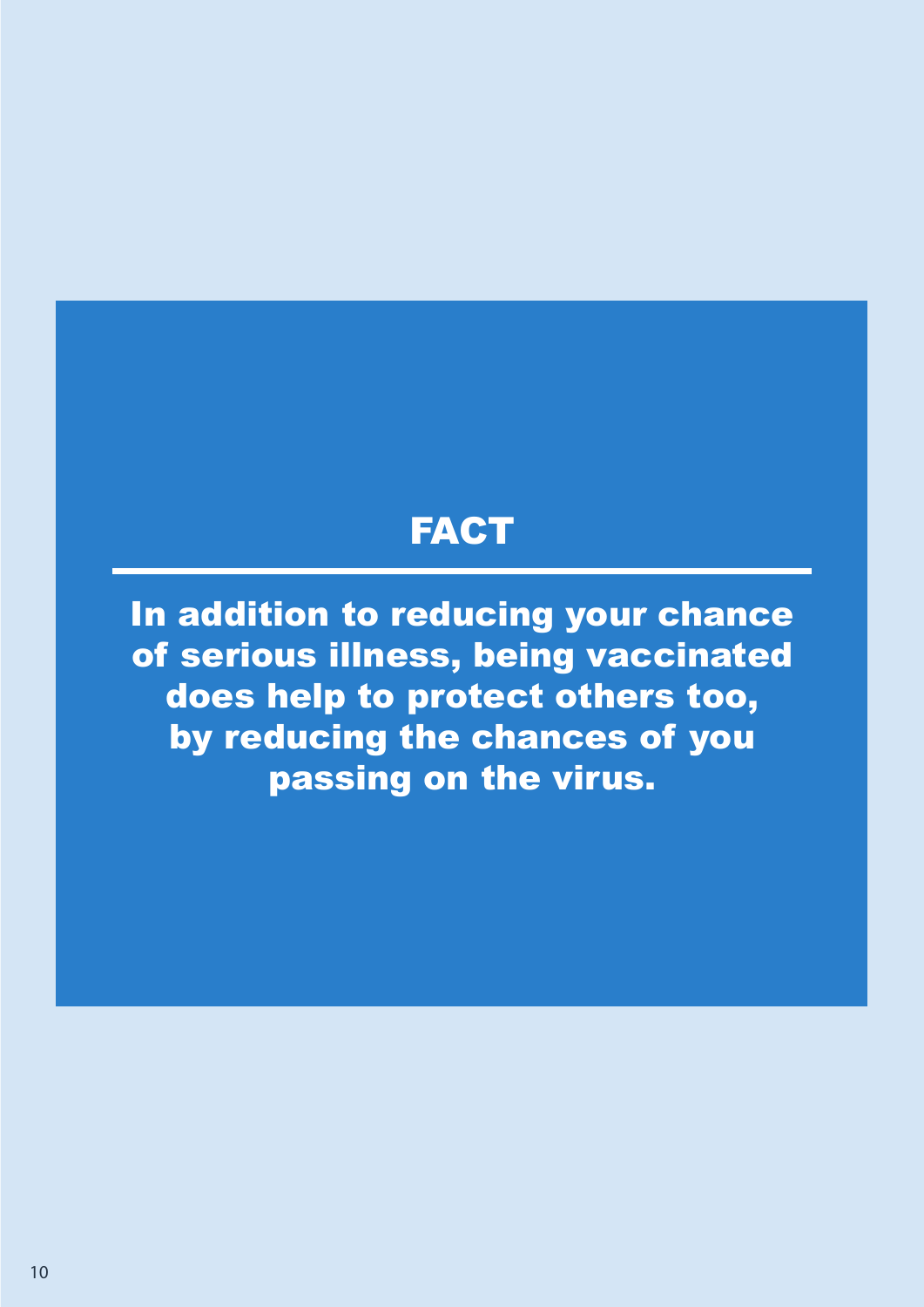## FACT

**In addition to reducing your chance of serious illness, being vaccinated does help to protect others too, by reducing the chances of you passing on the virus.**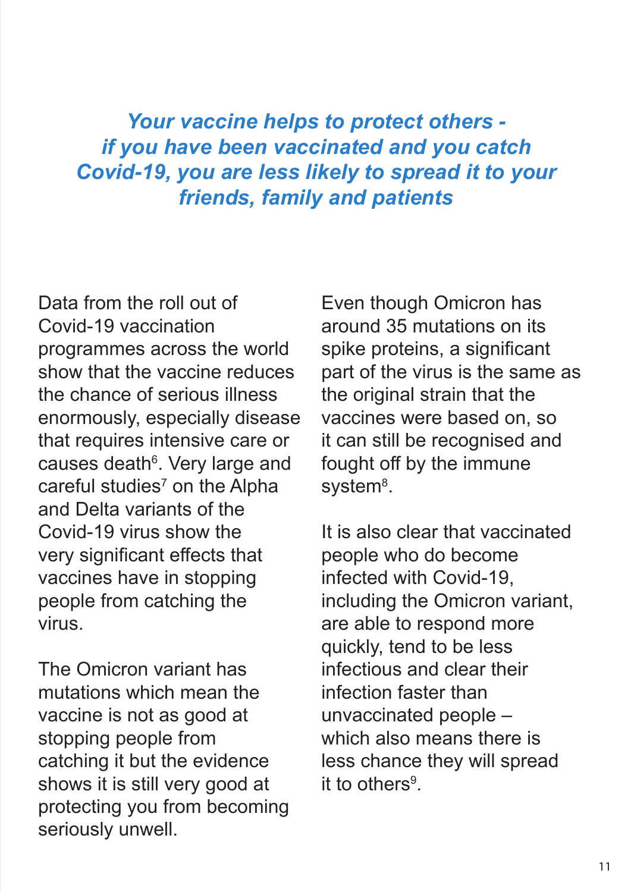***Your vaccine helps to protect others - if you have been vaccinated and you catch Covid-19, you are less likely to spread it to your friends, family and patients***

Data from the roll out of Covid-19 vaccination programmes across the world show that the vaccine reduces the chance of serious illness enormously, especially disease that requires intensive care or causes death[6]. Very large and careful studies[7] on the Alpha and Delta variants of the Covid-19 virus show the very significant effects that vaccines have in stopping people from catching the virus.

The Omicron variant has mutations which mean the vaccine is not as good at stopping people from catching it but the evidence shows it is still very good at protecting you from becoming seriously unwell.

Even though Omicron has around 35 mutations on its spike proteins, a significant part of the virus is the same as the original strain that the vaccines were based on, so it can still be recognised and fought off by the immune system[8].

It is also clear that vaccinated people who do become infected with Covid-19, including the Omicron variant, are able to respond more quickly, tend to be less infectious and clear their infection faster than unvaccinated people – which also means there is less chance they will spread it to others[9].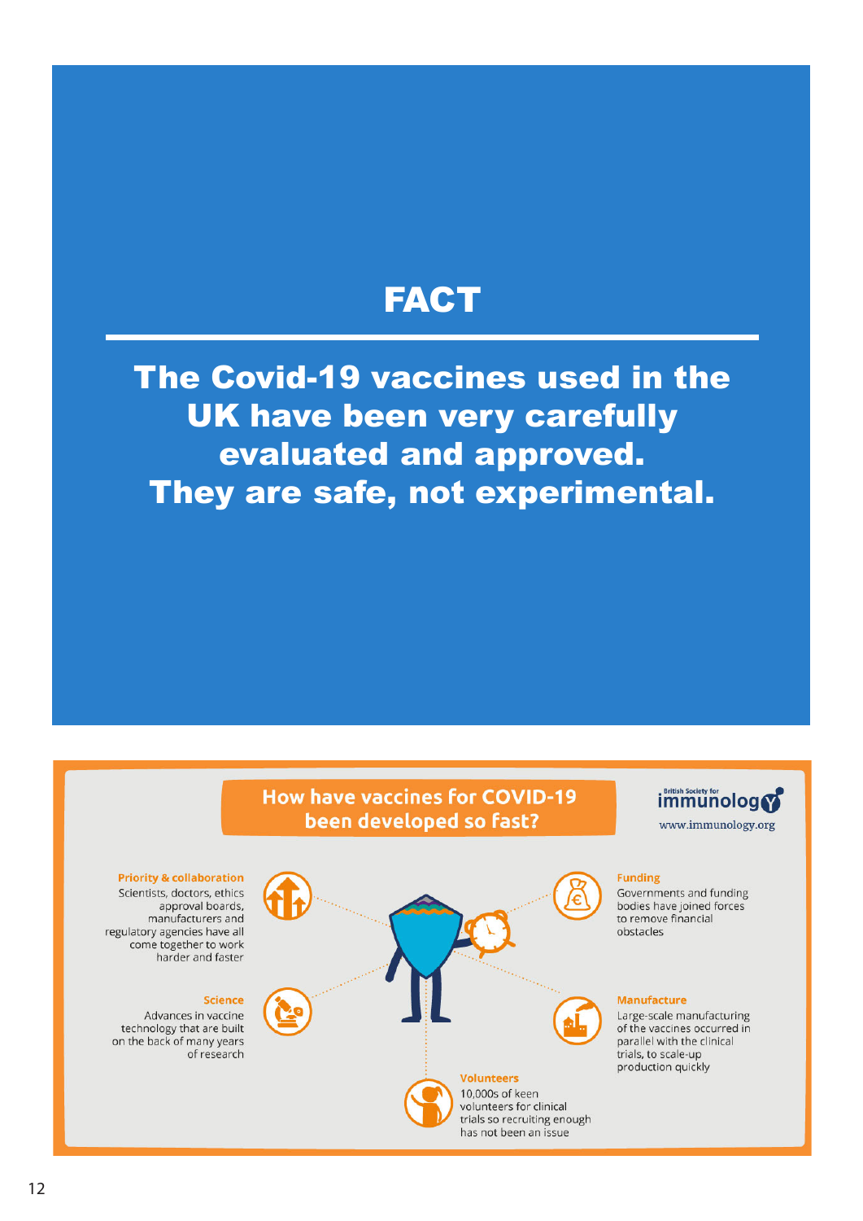# FACT

**The Covid-19 vaccines used in the UK have been very carefully evaluated and approved. They are safe, not experimental.**

## How have vaccines for COVID-19 been developed so fast?

British Society for immunology
www.immunology.org

**Priority & collaboration**
Scientists, doctors, ethics approval boards, manufacturers and regulatory agencies have all come together to work harder and faster

**Science**
Advances in vaccine technology that are built on the back of many years of research

**Funding**
Governments and funding bodies have joined forces to remove financial obstacles

**Manufacture**
Large-scale manufacturing of the vaccines occurred in parallel with the clinical trials, to scale-up production quickly

**Volunteers**
10,000s of keen volunteers for clinical trials so recruiting enough has not been an issue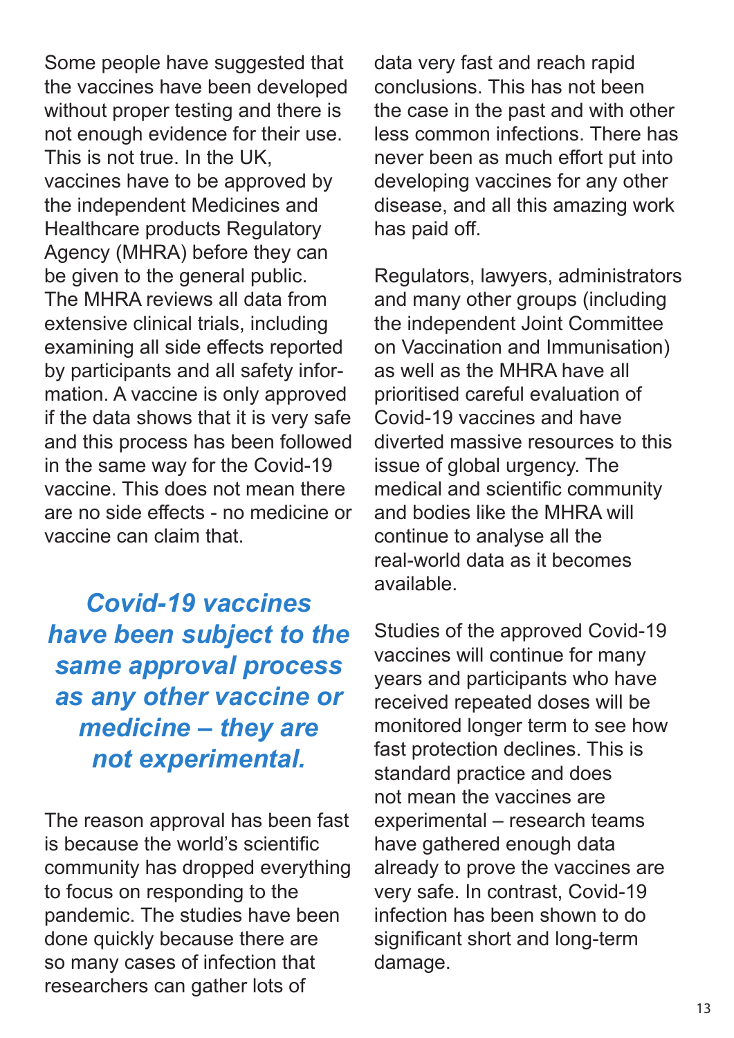Some people have suggested that the vaccines have been developed without proper testing and there is not enough evidence for their use. This is not true. In the UK, vaccines have to be approved by the independent Medicines and Healthcare products Regulatory Agency (MHRA) before they can be given to the general public. The MHRA reviews all data from extensive clinical trials, including examining all side effects reported by participants and all safety information. A vaccine is only approved if the data shows that it is very safe and this process has been followed in the same way for the Covid-19 vaccine. This does not mean there are no side effects - no medicine or vaccine can claim that.

***Covid-19 vaccines have been subject to the same approval process as any other vaccine or medicine – they are not experimental.***

The reason approval has been fast is because the world's scientific community has dropped everything to focus on responding to the pandemic. The studies have been done quickly because there are so many cases of infection that researchers can gather lots of data very fast and reach rapid conclusions. This has not been the case in the past and with other less common infections. There has never been as much effort put into developing vaccines for any other disease, and all this amazing work has paid off.

Regulators, lawyers, administrators and many other groups (including the independent Joint Committee on Vaccination and Immunisation) as well as the MHRA have all prioritised careful evaluation of Covid-19 vaccines and have diverted massive resources to this issue of global urgency. The medical and scientific community and bodies like the MHRA will continue to analyse all the real-world data as it becomes available.

Studies of the approved Covid-19 vaccines will continue for many years and participants who have received repeated doses will be monitored longer term to see how fast protection declines. This is standard practice and does not mean the vaccines are experimental – research teams have gathered enough data already to prove the vaccines are very safe. In contrast, Covid-19 infection has been shown to do significant short and long-term damage.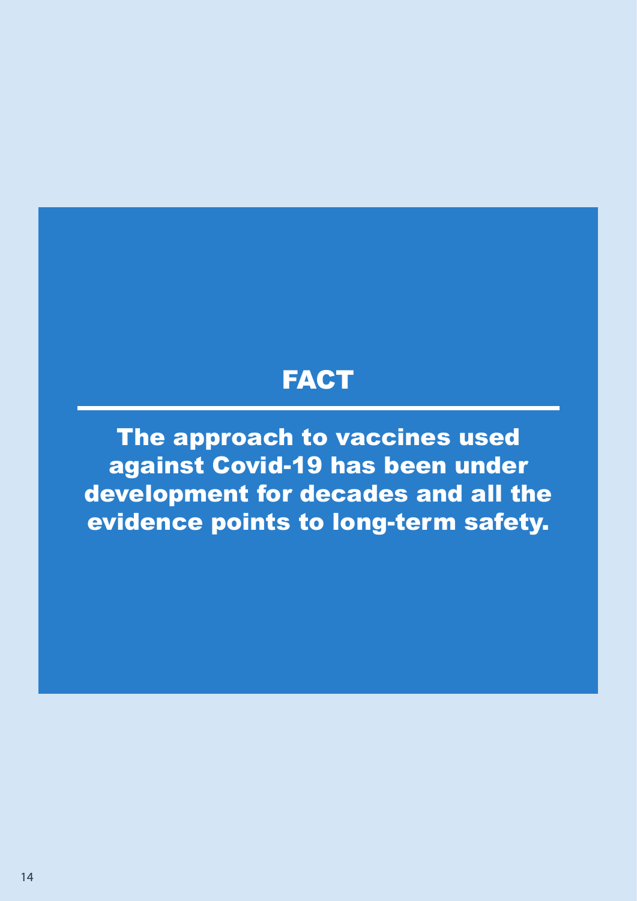## FACT

**The approach to vaccines used against Covid-19 has been under development for decades and all the evidence points to long-term safety.**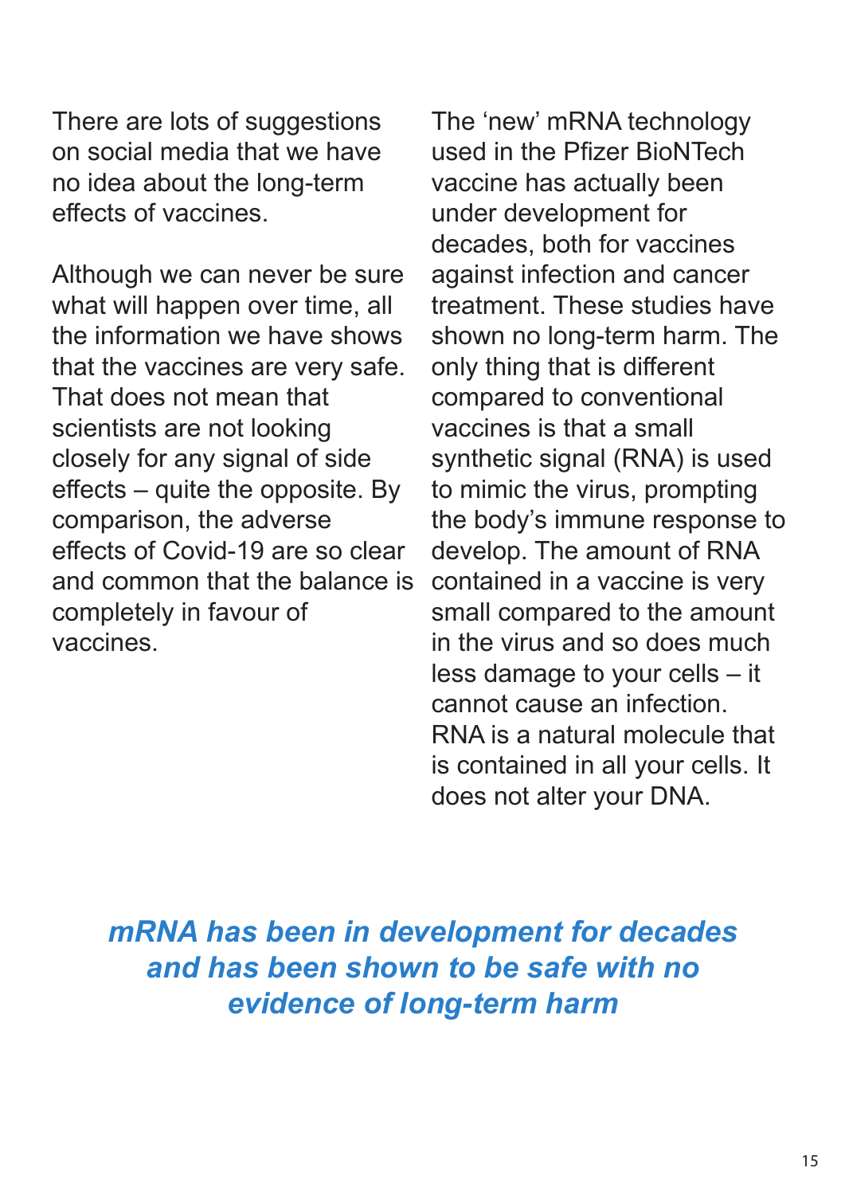There are lots of suggestions on social media that we have no idea about the long-term effects of vaccines.

Although we can never be sure what will happen over time, all the information we have shows that the vaccines are very safe. That does not mean that scientists are not looking closely for any signal of side effects – quite the opposite. By comparison, the adverse effects of Covid-19 are so clear and common that the balance is completely in favour of vaccines.

The 'new' mRNA technology used in the Pfizer BioNTech vaccine has actually been under development for decades, both for vaccines against infection and cancer treatment. These studies have shown no long-term harm. The only thing that is different compared to conventional vaccines is that a small synthetic signal (RNA) is used to mimic the virus, prompting the body's immune response to develop. The amount of RNA contained in a vaccine is very small compared to the amount in the virus and so does much less damage to your cells – it cannot cause an infection. RNA is a natural molecule that is contained in all your cells. It does not alter your DNA.

***mRNA has been in development for decades and has been shown to be safe with no evidence of long-term harm***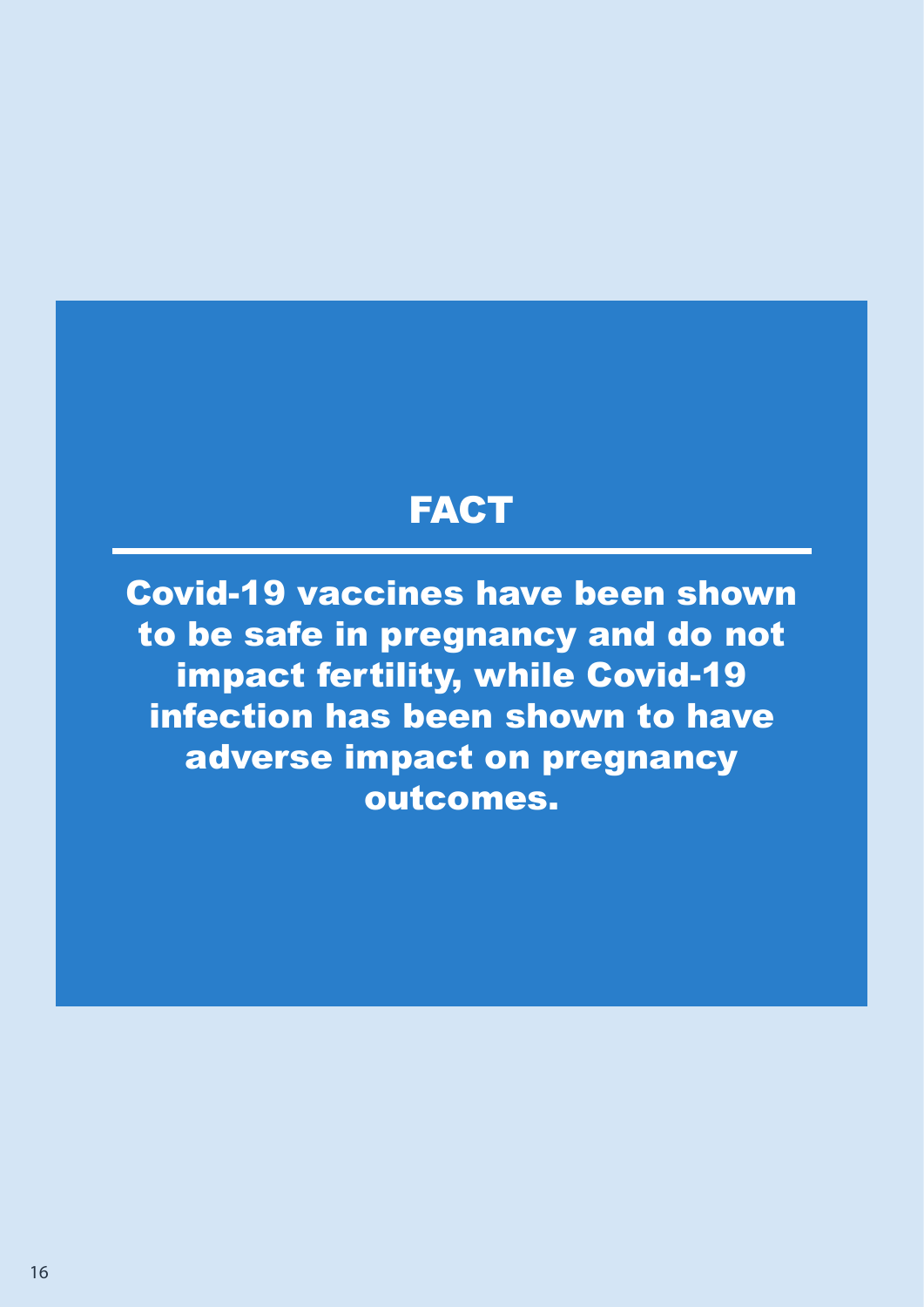## FACT

**Covid-19 vaccines have been shown to be safe in pregnancy and do not impact fertility, while Covid-19 infection has been shown to have adverse impact on pregnancy outcomes.**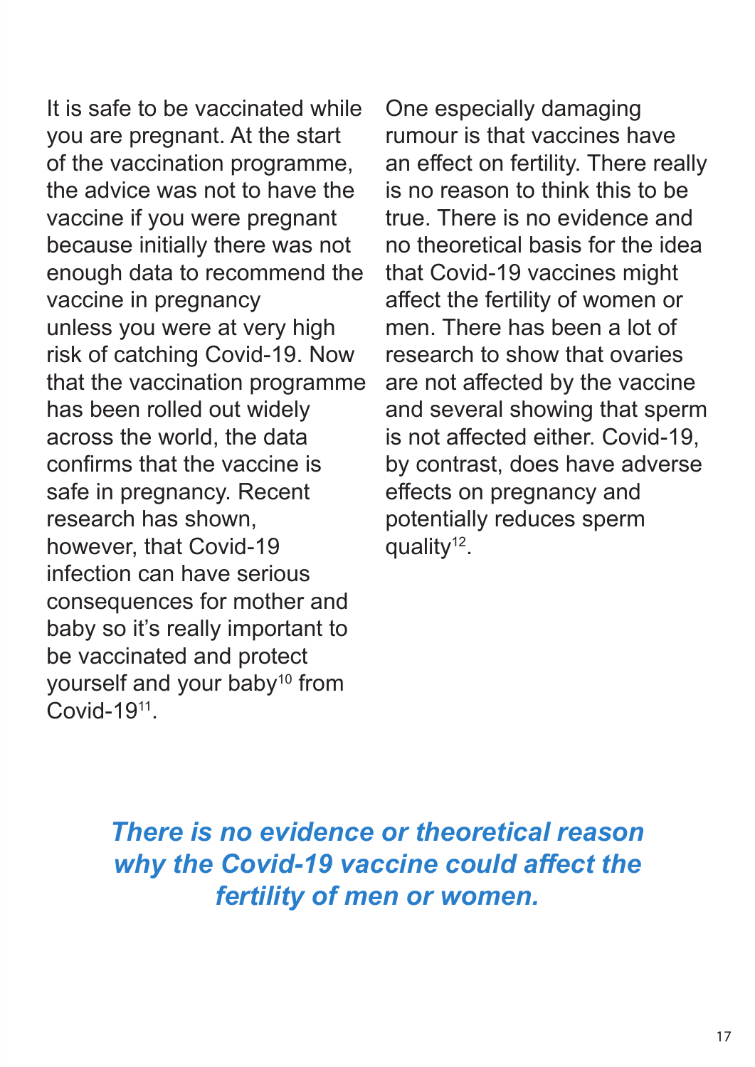It is safe to be vaccinated while you are pregnant. At the start of the vaccination programme, the advice was not to have the vaccine if you were pregnant because initially there was not enough data to recommend the vaccine in pregnancy unless you were at very high risk of catching Covid-19. Now that the vaccination programme has been rolled out widely across the world, the data confirms that the vaccine is safe in pregnancy. Recent research has shown, however, that Covid-19 infection can have serious consequences for mother and baby so it's really important to be vaccinated and protect yourself and your baby[10] from Covid-19[11].

One especially damaging rumour is that vaccines have an effect on fertility. There really is no reason to think this to be true. There is no evidence and no theoretical basis for the idea that Covid-19 vaccines might affect the fertility of women or men. There has been a lot of research to show that ovaries are not affected by the vaccine and several showing that sperm is not affected either. Covid-19, by contrast, does have adverse effects on pregnancy and potentially reduces sperm quality[12].

***There is no evidence or theoretical reason why the Covid-19 vaccine could affect the fertility of men or women.***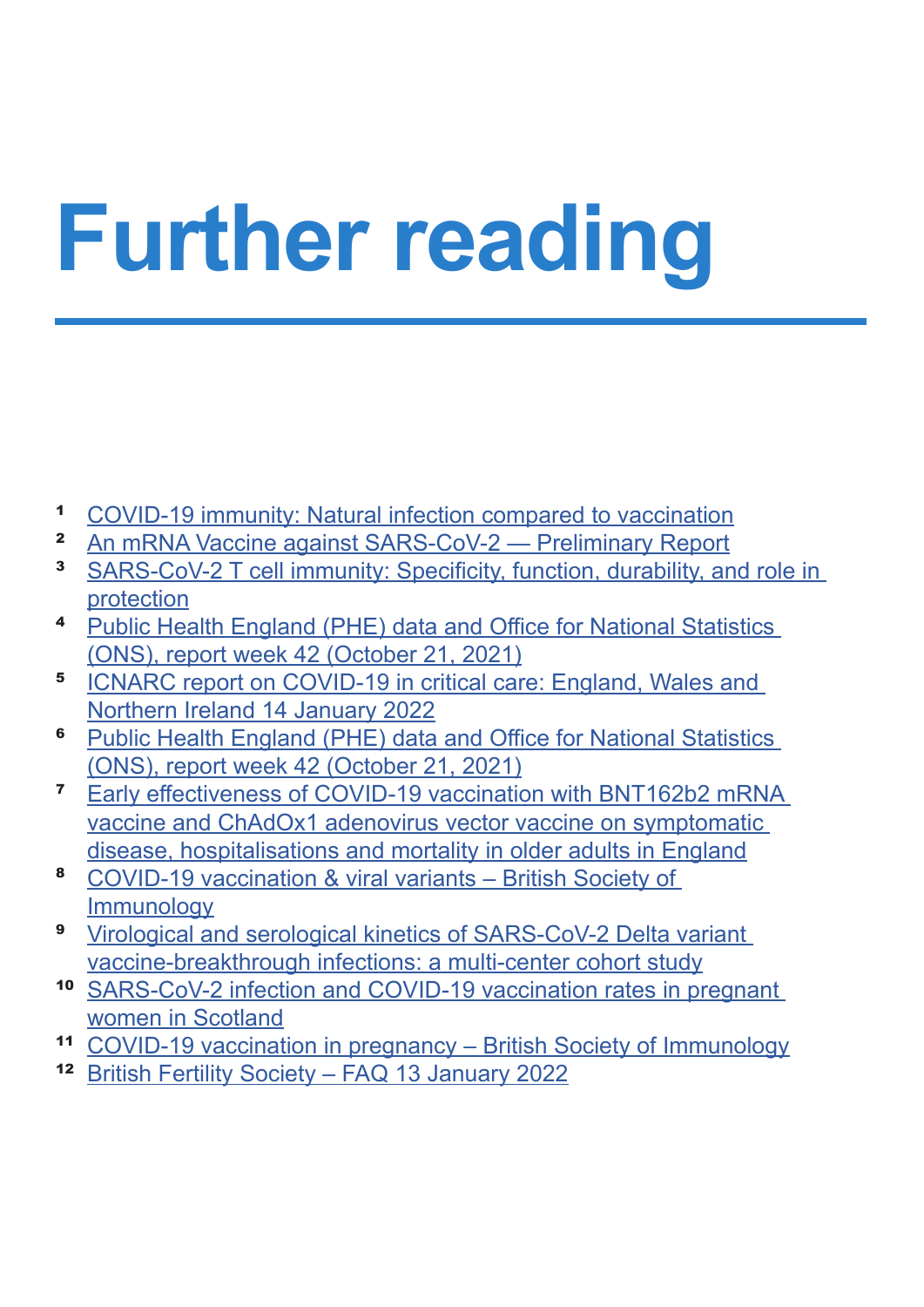# Further reading

1. COVID-19 immunity: Natural infection compared to vaccination
2. An mRNA Vaccine against SARS-CoV-2 — Preliminary Report
3. SARS-CoV-2 T cell immunity: Specificity, function, durability, and role in protection
4. Public Health England (PHE) data and Office for National Statistics (ONS), report week 42 (October 21, 2021)
5. ICNARC report on COVID-19 in critical care: England, Wales and Northern Ireland 14 January 2022
6. Public Health England (PHE) data and Office for National Statistics (ONS), report week 42 (October 21, 2021)
7. Early effectiveness of COVID-19 vaccination with BNT162b2 mRNA vaccine and ChAdOx1 adenovirus vector vaccine on symptomatic disease, hospitalisations and mortality in older adults in England
8. COVID-19 vaccination & viral variants – British Society of Immunology
9. Virological and serological kinetics of SARS-CoV-2 Delta variant vaccine-breakthrough infections: a multi-center cohort study
10. SARS-CoV-2 infection and COVID-19 vaccination rates in pregnant women in Scotland
11. COVID-19 vaccination in pregnancy – British Society of Immunology
12. British Fertility Society – FAQ 13 January 2022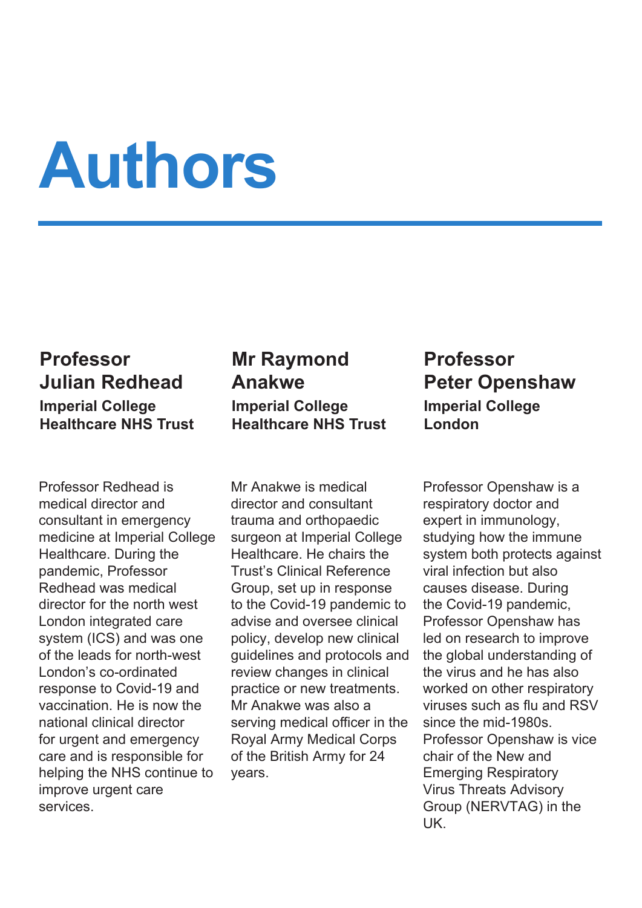# Authors

### Professor Julian Redhead

**Imperial College Healthcare NHS Trust**

Professor Redhead is medical director and consultant in emergency medicine at Imperial College Healthcare. During the pandemic, Professor Redhead was medical director for the north west London integrated care system (ICS) and was one of the leads for north-west London's co-ordinated response to Covid-19 and vaccination. He is now the national clinical director for urgent and emergency care and is responsible for helping the NHS continue to improve urgent care services.

### Mr Raymond Anakwe

**Imperial College Healthcare NHS Trust**

Mr Anakwe is medical director and consultant trauma and orthopaedic surgeon at Imperial College Healthcare. He chairs the Trust's Clinical Reference Group, set up in response to the Covid-19 pandemic to advise and oversee clinical policy, develop new clinical guidelines and protocols and review changes in clinical practice or new treatments. Mr Anakwe was also a serving medical officer in the Royal Army Medical Corps of the British Army for 24 years.

### Professor Peter Openshaw

**Imperial College London**

Professor Openshaw is a respiratory doctor and expert in immunology, studying how the immune system both protects against viral infection but also causes disease. During the Covid-19 pandemic, Professor Openshaw has led on research to improve the global understanding of the virus and he has also worked on other respiratory viruses such as flu and RSV since the mid-1980s. Professor Openshaw is vice chair of the New and Emerging Respiratory Virus Threats Advisory Group (NERVTAG) in the UK.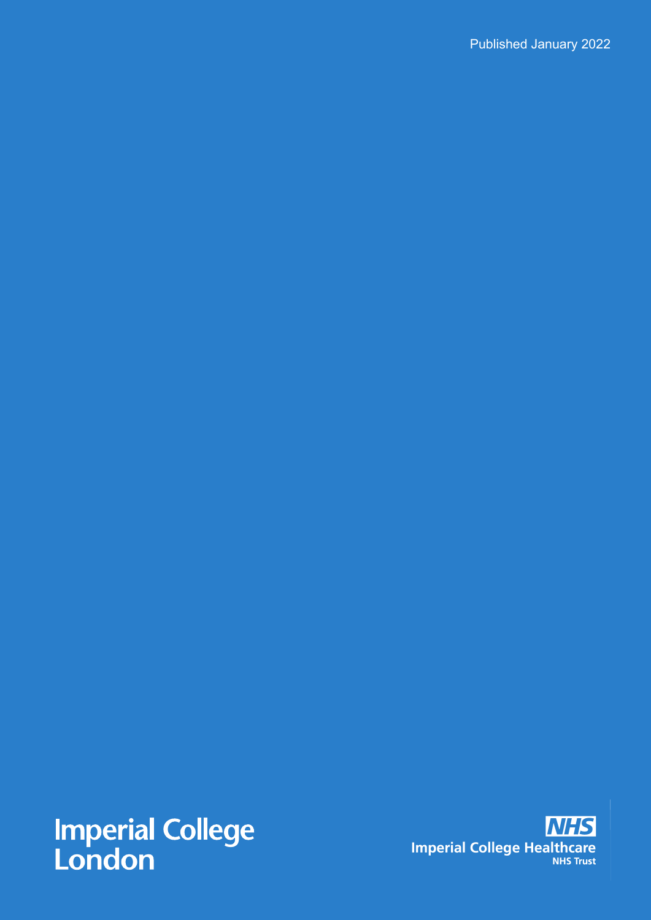Published January 2022

Imperial College London

NHS

Imperial College Healthcare

NHS Trust